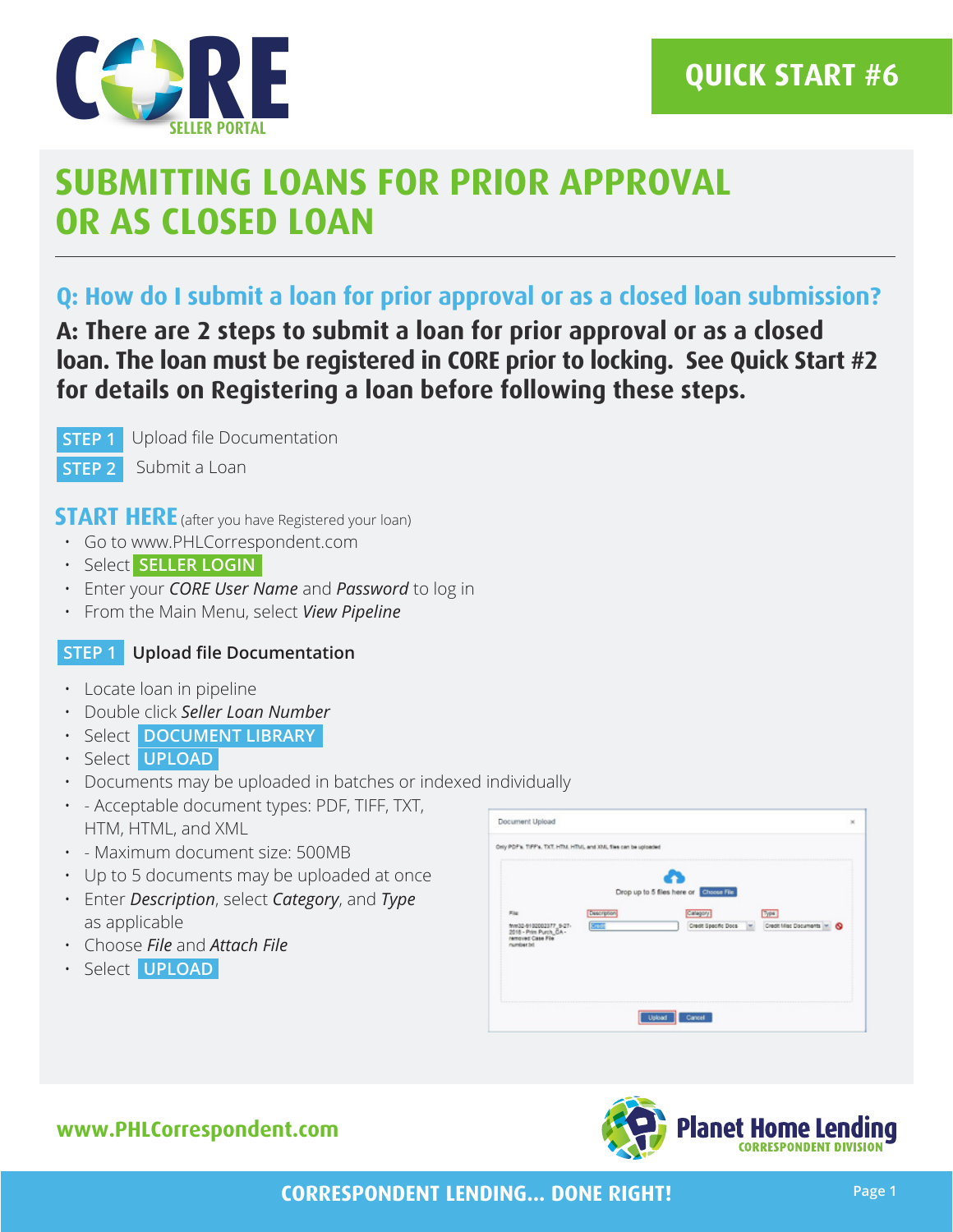CORE SELLER PORTAL

QUICK START #6

# SUBMITTING LOANS FOR PRIOR APPROVAL OR AS CLOSED LOAN

## Q: How do I submit a loan for prior approval or as a closed loan submission?

**A: There are 2 steps to submit a loan for prior approval or as a closed loan. The loan must be registered in CORE prior to locking. See Quick Start #2 for details on Registering a loan before following these steps.**

**STEP 1** Upload file Documentation

**STEP 2** Submit a Loan

### START HERE (after you have Registered your loan)

- Go to www.PHLCorrespondent.com
- Select **SELLER LOGIN**
- Enter your *CORE User Name* and *Password* to log in
- From the Main Menu, select *View Pipeline*

### STEP 1 Upload file Documentation

- Locate loan in pipeline
- Double click *Seller Loan Number*
- Select **DOCUMENT LIBRARY**
- Select **UPLOAD**
- Documents may be uploaded in batches or indexed individually
- - Acceptable document types: PDF, TIFF, TXT, HTM, HTML, and XML
- - Maximum document size: 500MB
- Up to 5 documents may be uploaded at once
- Enter *Description*, select *Category*, and *Type* as applicable
- Choose *File* and *Attach File*
- Select **UPLOAD**

www.PHLCorrespondent.com

Planet Home Lending CORRESPONDENT DIVISION

CORRESPONDENT LENDING... DONE RIGHT!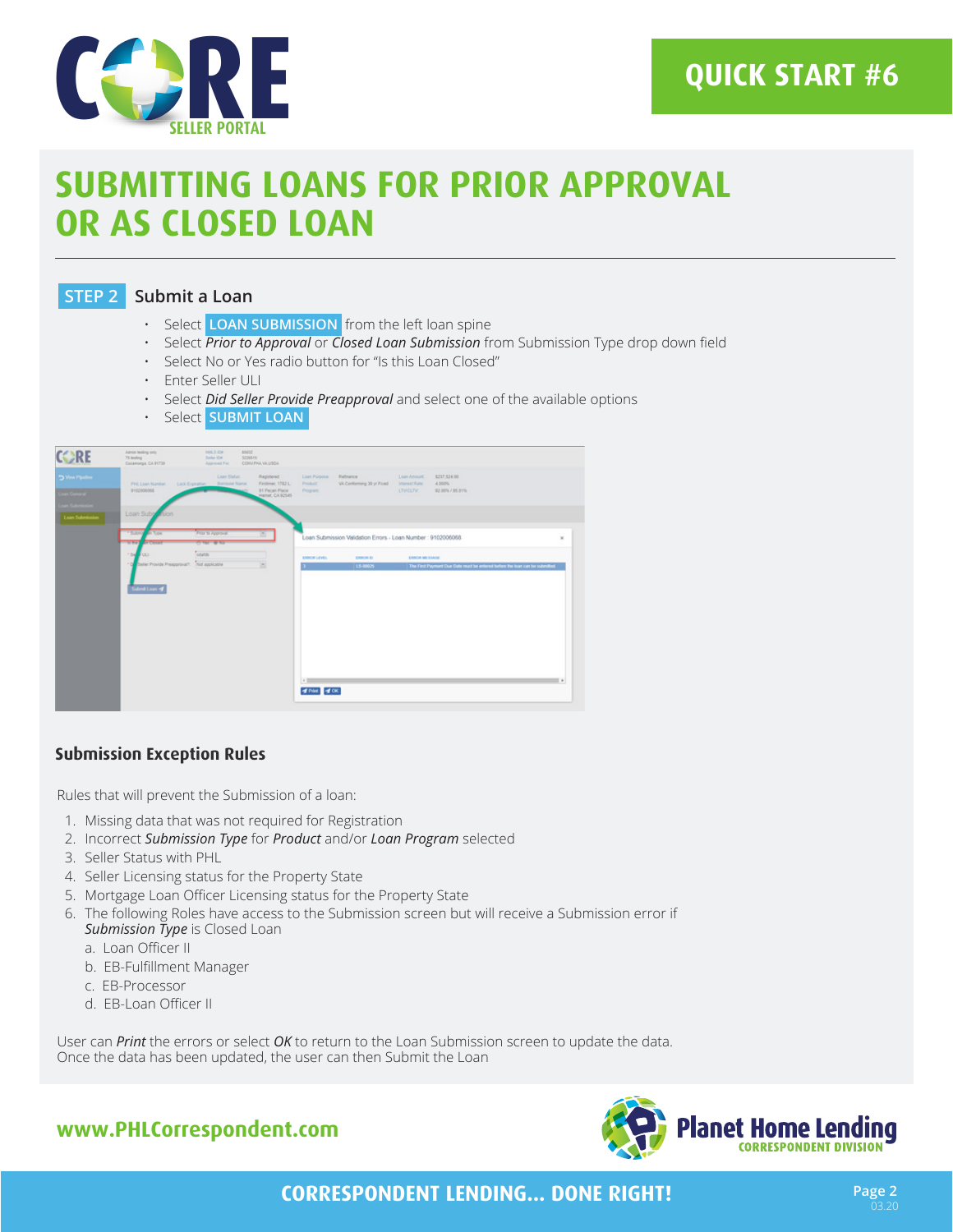# SUBMITTING LOANS FOR PRIOR APPROVAL OR AS CLOSED LOAN

## STEP 2 Submit a Loan

- Select **LOAN SUBMISSION** from the left loan spine
- Select *Prior to Approval* or *Closed Loan Submission* from Submission Type drop down field
- Select No or Yes radio button for "Is this Loan Closed"
- Enter Seller ULI
- Select *Did Seller Provide Preapproval* and select one of the available options
- Select **SUBMIT LOAN**

### Submission Exception Rules

Rules that will prevent the Submission of a loan:

1. Missing data that was not required for Registration
2. Incorrect *Submission Type* for *Product* and/or *Loan Program* selected
3. Seller Status with PHL
4. Seller Licensing status for the Property State
5. Mortgage Loan Officer Licensing status for the Property State
6. The following Roles have access to the Submission screen but will receive a Submission error if *Submission Type* is Closed Loan
   a. Loan Officer II
   b. EB-Fulfillment Manager
   c. EB-Processor
   d. EB-Loan Officer II

User can *Print* the errors or select *OK* to return to the Loan Submission screen to update the data. Once the data has been updated, the user can then Submit the Loan

www.PHLCorrespondent.com

CORRESPONDENT LENDING... DONE RIGHT!